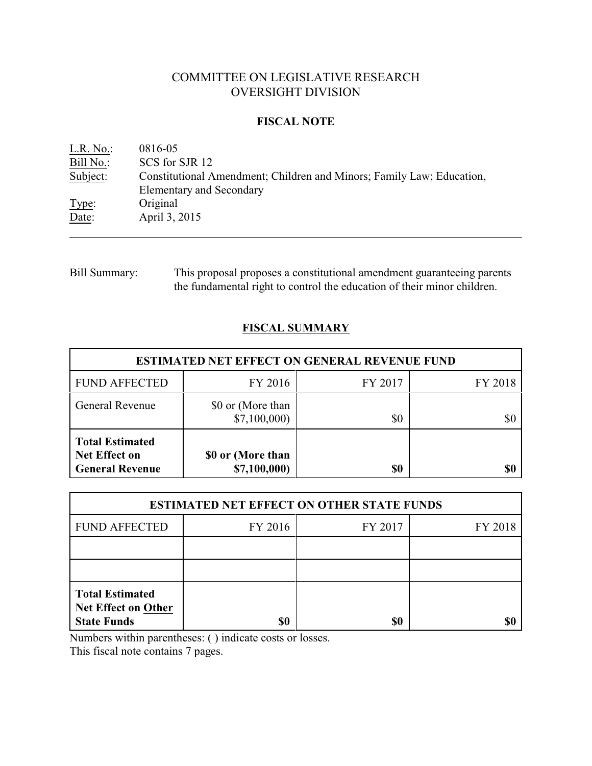# COMMITTEE ON LEGISLATIVE RESEARCH
# OVERSIGHT DIVISION

## FISCAL NOTE

L.R. No.: 0816-05
Bill No.: SCS for SJR 12
Subject: Constitutional Amendment; Children and Minors; Family Law; Education, Elementary and Secondary
Type: Original
Date: April 3, 2015

---

Bill Summary: This proposal proposes a constitutional amendment guaranteeing parents the fundamental right to control the education of their minor children.

## FISCAL SUMMARY

| ESTIMATED NET EFFECT ON GENERAL REVENUE FUND | | | |
|---|---|---|---|
| FUND AFFECTED | FY 2016 | FY 2017 | FY 2018 |
| General Revenue | $0 or (More than $7,100,000) | $0 | $0 |
| **Total Estimated Net Effect on General Revenue** | **$0 or (More than $7,100,000)** | **$0** | **$0** |

| ESTIMATED NET EFFECT ON OTHER STATE FUNDS | | | |
|---|---|---|---|
| FUND AFFECTED | FY 2016 | FY 2017 | FY 2018 |
| | | | |
| | | | |
| **Total Estimated Net Effect on Other State Funds** | **$0** | **$0** | **$0** |

Numbers within parentheses: ( ) indicate costs or losses.
This fiscal note contains 7 pages.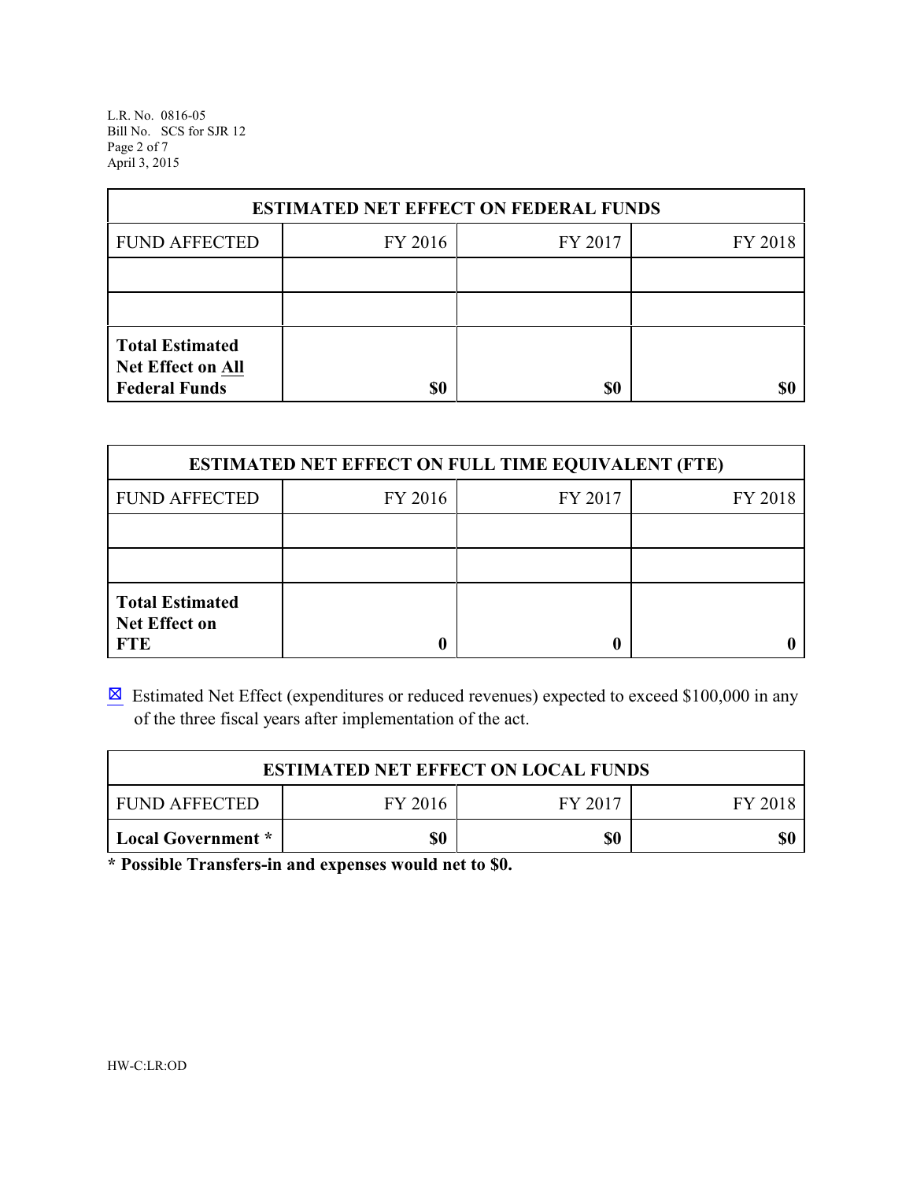| ESTIMATED NET EFFECT ON FEDERAL FUNDS | | | |
|---|---|---|---|
| FUND AFFECTED | FY 2016 | FY 2017 | FY 2018 |
| | | | |
| | | | |
| **Total Estimated Net Effect on All Federal Funds** | **$0** | **$0** | **$0** |

| ESTIMATED NET EFFECT ON FULL TIME EQUIVALENT (FTE) | | | |
|---|---|---|---|
| FUND AFFECTED | FY 2016 | FY 2017 | FY 2018 |
| | | | |
| | | | |
| **Total Estimated Net Effect on FTE** | **0** | **0** | **0** |

☒ Estimated Net Effect (expenditures or reduced revenues) expected to exceed $100,000 in any of the three fiscal years after implementation of the act.

| ESTIMATED NET EFFECT ON LOCAL FUNDS | | | |
|---|---|---|---|
| FUND AFFECTED | FY 2016 | FY 2017 | FY 2018 |
| **Local Government *** | **$0** | **$0** | **$0** |

**\* Possible Transfers-in and expenses would net to $0.**

HW-C:LR:OD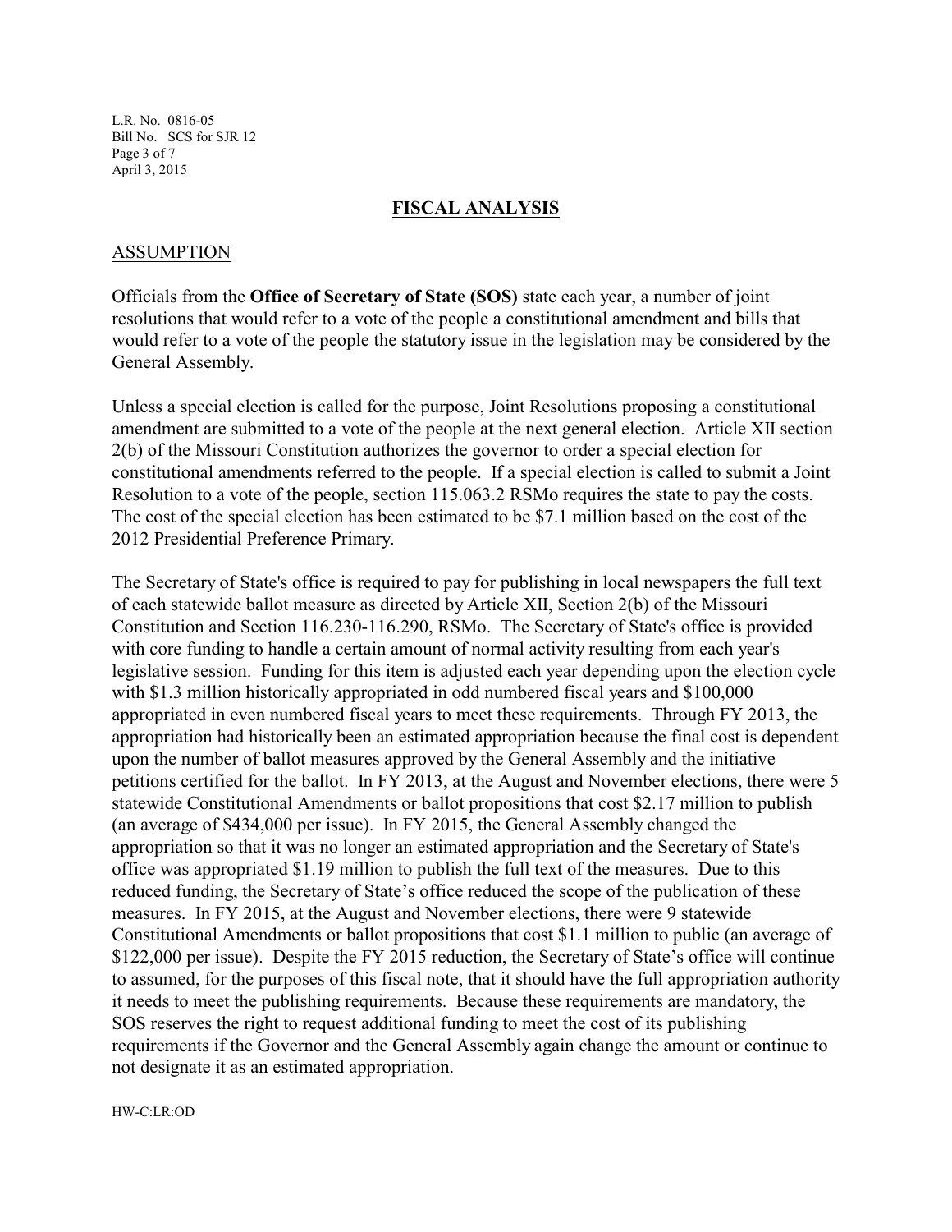## FISCAL ANALYSIS

### ASSUMPTION

Officials from the **Office of Secretary of State (SOS)** state each year, a number of joint resolutions that would refer to a vote of the people a constitutional amendment and bills that would refer to a vote of the people the statutory issue in the legislation may be considered by the General Assembly.

Unless a special election is called for the purpose, Joint Resolutions proposing a constitutional amendment are submitted to a vote of the people at the next general election. Article XII section 2(b) of the Missouri Constitution authorizes the governor to order a special election for constitutional amendments referred to the people. If a special election is called to submit a Joint Resolution to a vote of the people, section 115.063.2 RSMo requires the state to pay the costs. The cost of the special election has been estimated to be $7.1 million based on the cost of the 2012 Presidential Preference Primary.

The Secretary of State's office is required to pay for publishing in local newspapers the full text of each statewide ballot measure as directed by Article XII, Section 2(b) of the Missouri Constitution and Section 116.230-116.290, RSMo. The Secretary of State's office is provided with core funding to handle a certain amount of normal activity resulting from each year's legislative session. Funding for this item is adjusted each year depending upon the election cycle with $1.3 million historically appropriated in odd numbered fiscal years and $100,000 appropriated in even numbered fiscal years to meet these requirements. Through FY 2013, the appropriation had historically been an estimated appropriation because the final cost is dependent upon the number of ballot measures approved by the General Assembly and the initiative petitions certified for the ballot. In FY 2013, at the August and November elections, there were 5 statewide Constitutional Amendments or ballot propositions that cost $2.17 million to publish (an average of $434,000 per issue). In FY 2015, the General Assembly changed the appropriation so that it was no longer an estimated appropriation and the Secretary of State's office was appropriated $1.19 million to publish the full text of the measures. Due to this reduced funding, the Secretary of State's office reduced the scope of the publication of these measures. In FY 2015, at the August and November elections, there were 9 statewide Constitutional Amendments or ballot propositions that cost $1.1 million to public (an average of $122,000 per issue). Despite the FY 2015 reduction, the Secretary of State's office will continue to assumed, for the purposes of this fiscal note, that it should have the full appropriation authority it needs to meet the publishing requirements. Because these requirements are mandatory, the SOS reserves the right to request additional funding to meet the cost of its publishing requirements if the Governor and the General Assembly again change the amount or continue to not designate it as an estimated appropriation.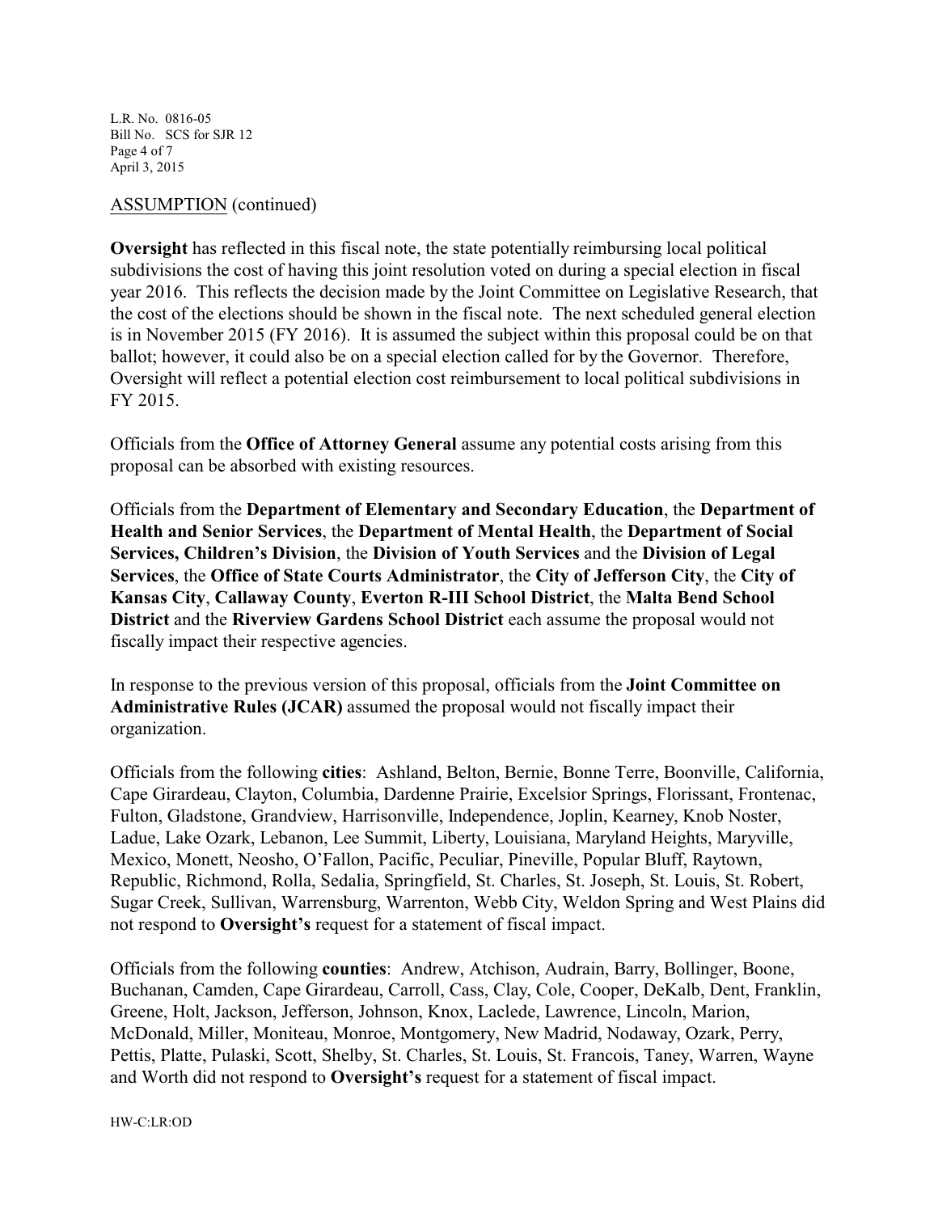ASSUMPTION (continued)

**Oversight** has reflected in this fiscal note, the state potentially reimbursing local political subdivisions the cost of having this joint resolution voted on during a special election in fiscal year 2016. This reflects the decision made by the Joint Committee on Legislative Research, that the cost of the elections should be shown in the fiscal note. The next scheduled general election is in November 2015 (FY 2016). It is assumed the subject within this proposal could be on that ballot; however, it could also be on a special election called for by the Governor. Therefore, Oversight will reflect a potential election cost reimbursement to local political subdivisions in FY 2015.

Officials from the **Office of Attorney General** assume any potential costs arising from this proposal can be absorbed with existing resources.

Officials from the **Department of Elementary and Secondary Education**, the **Department of Health and Senior Services**, the **Department of Mental Health**, the **Department of Social Services, Children's Division**, the **Division of Youth Services** and the **Division of Legal Services**, the **Office of State Courts Administrator**, the **City of Jefferson City**, the **City of Kansas City**, **Callaway County**, **Everton R-III School District**, the **Malta Bend School District** and the **Riverview Gardens School District** each assume the proposal would not fiscally impact their respective agencies.

In response to the previous version of this proposal, officials from the **Joint Committee on Administrative Rules (JCAR)** assumed the proposal would not fiscally impact their organization.

Officials from the following **cities**: Ashland, Belton, Bernie, Bonne Terre, Boonville, California, Cape Girardeau, Clayton, Columbia, Dardenne Prairie, Excelsior Springs, Florissant, Frontenac, Fulton, Gladstone, Grandview, Harrisonville, Independence, Joplin, Kearney, Knob Noster, Ladue, Lake Ozark, Lebanon, Lee Summit, Liberty, Louisiana, Maryland Heights, Maryville, Mexico, Monett, Neosho, O'Fallon, Pacific, Peculiar, Pineville, Popular Bluff, Raytown, Republic, Richmond, Rolla, Sedalia, Springfield, St. Charles, St. Joseph, St. Louis, St. Robert, Sugar Creek, Sullivan, Warrensburg, Warrenton, Webb City, Weldon Spring and West Plains did not respond to **Oversight's** request for a statement of fiscal impact.

Officials from the following **counties**: Andrew, Atchison, Audrain, Barry, Bollinger, Boone, Buchanan, Camden, Cape Girardeau, Carroll, Cass, Clay, Cole, Cooper, DeKalb, Dent, Franklin, Greene, Holt, Jackson, Jefferson, Johnson, Knox, Laclede, Lawrence, Lincoln, Marion, McDonald, Miller, Moniteau, Monroe, Montgomery, New Madrid, Nodaway, Ozark, Perry, Pettis, Platte, Pulaski, Scott, Shelby, St. Charles, St. Louis, St. Francois, Taney, Warren, Wayne and Worth did not respond to **Oversight's** request for a statement of fiscal impact.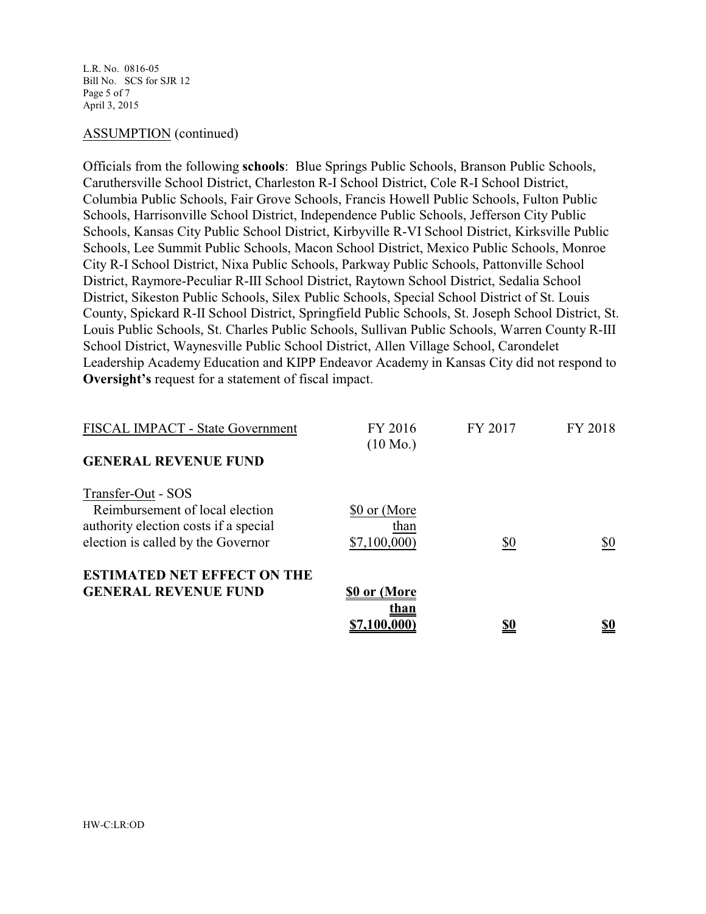ASSUMPTION (continued)

Officials from the following **schools**: Blue Springs Public Schools, Branson Public Schools, Caruthersville School District, Charleston R-I School District, Cole R-I School District, Columbia Public Schools, Fair Grove Schools, Francis Howell Public Schools, Fulton Public Schools, Harrisonville School District, Independence Public Schools, Jefferson City Public Schools, Kansas City Public School District, Kirbyville R-VI School District, Kirksville Public Schools, Lee Summit Public Schools, Macon School District, Mexico Public Schools, Monroe City R-I School District, Nixa Public Schools, Parkway Public Schools, Pattonville School District, Raymore-Peculiar R-III School District, Raytown School District, Sedalia School District, Sikeston Public Schools, Silex Public Schools, Special School District of St. Louis County, Spickard R-II School District, Springfield Public Schools, St. Joseph School District, St. Louis Public Schools, St. Charles Public Schools, Sullivan Public Schools, Warren County R-III School District, Waynesville Public School District, Allen Village School, Carondelet Leadership Academy Education and KIPP Endeavor Academy in Kansas City did not respond to **Oversight's** request for a statement of fiscal impact.

| FISCAL IMPACT - State Government | FY 2016 (10 Mo.) | FY 2017 | FY 2018 |
|---|---|---|---|
| **GENERAL REVENUE FUND** | | | |
| Transfer-Out - SOS Reimbursement of local election authority election costs if a special election is called by the Governor | $0 or (More than $7,100,000) | $0 | $0 |
| **ESTIMATED NET EFFECT ON THE GENERAL REVENUE FUND** | **$0 or (More than $7,100,000)** | **$0** | **$0** |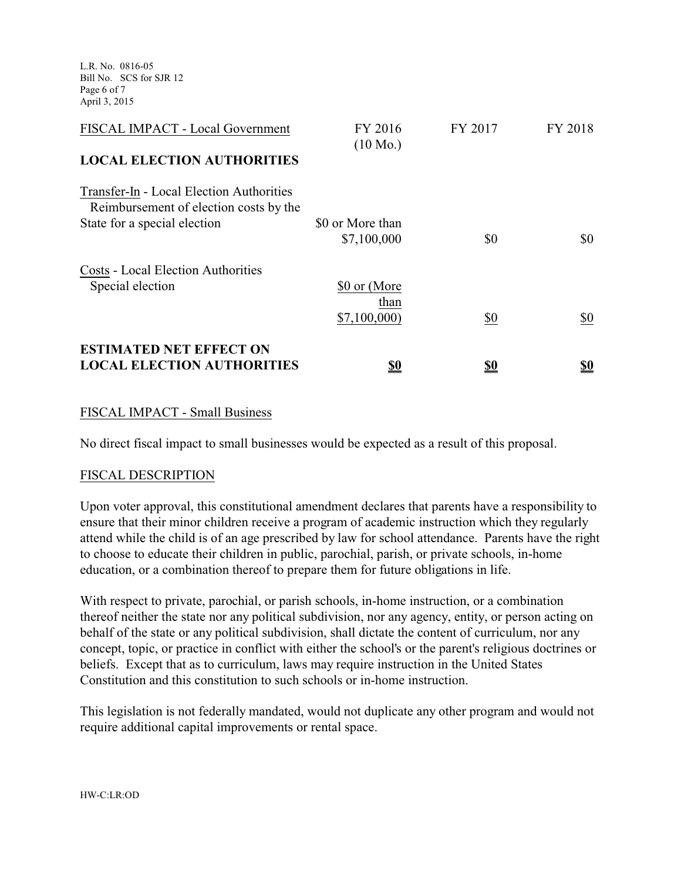| FISCAL IMPACT - Local Government | FY 2016 (10 Mo.) | FY 2017 | FY 2018 |
|---|---|---|---|
| **LOCAL ELECTION AUTHORITIES** | | | |
| Transfer-In - Local Election Authorities Reimbursement of election costs by the State for a special election | $0 or More than $7,100,000 | $0 | $0 |
| Costs - Local Election Authorities Special election | $0 or (More than $7,100,000) | $0 | $0 |
| **ESTIMATED NET EFFECT ON LOCAL ELECTION AUTHORITIES** | **$0** | **$0** | **$0** |

FISCAL IMPACT - Small Business

No direct fiscal impact to small businesses would be expected as a result of this proposal.

FISCAL DESCRIPTION

Upon voter approval, this constitutional amendment declares that parents have a responsibility to ensure that their minor children receive a program of academic instruction which they regularly attend while the child is of an age prescribed by law for school attendance. Parents have the right to choose to educate their children in public, parochial, parish, or private schools, in-home education, or a combination thereof to prepare them for future obligations in life.

With respect to private, parochial, or parish schools, in-home instruction, or a combination thereof neither the state nor any political subdivision, nor any agency, entity, or person acting on behalf of the state or any political subdivision, shall dictate the content of curriculum, nor any concept, topic, or practice in conflict with either the school's or the parent's religious doctrines or beliefs. Except that as to curriculum, laws may require instruction in the United States Constitution and this constitution to such schools or in-home instruction.

This legislation is not federally mandated, would not duplicate any other program and would not require additional capital improvements or rental space.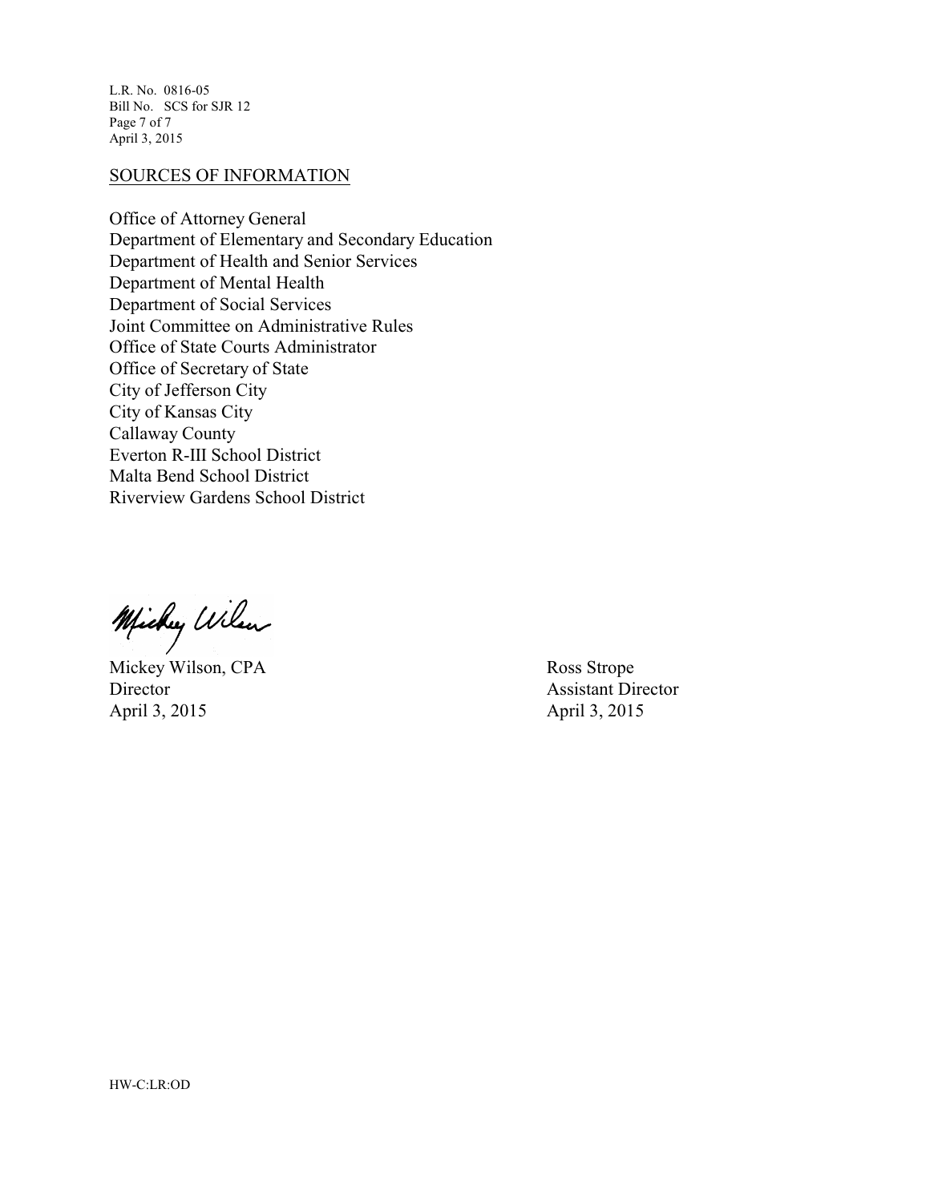## SOURCES OF INFORMATION

Office of Attorney General
Department of Elementary and Secondary Education
Department of Health and Senior Services
Department of Mental Health
Department of Social Services
Joint Committee on Administrative Rules
Office of State Courts Administrator
Office of Secretary of State
City of Jefferson City
City of Kansas City
Callaway County
Everton R-III School District
Malta Bend School District
Riverview Gardens School District

Mickey Wilson, CPA
Director
April 3, 2015

Ross Strope
Assistant Director
April 3, 2015

HW-C:LR:OD